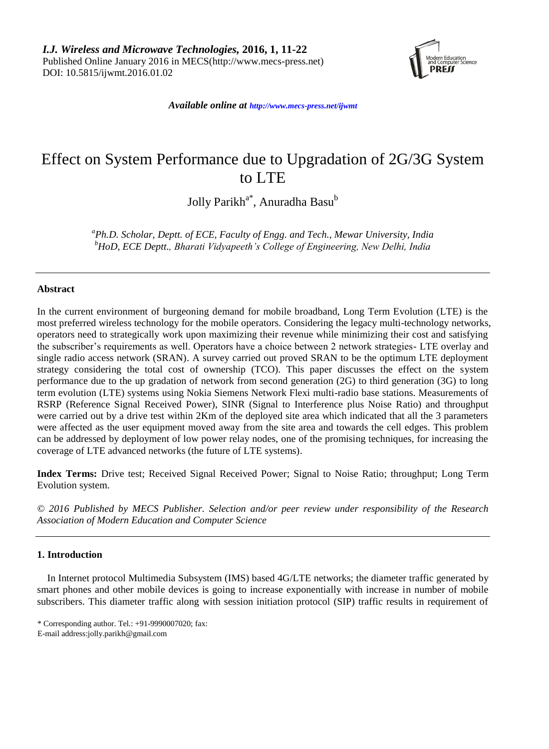*I.J. Wireless and Microwave Technologies,* **2016, 1, 11-22**
Published Online January 2016 in MECS(http://www.mecs-press.net)
DOI: 10.5815/ijwmt.2016.01.02

***Available online at** http://www.mecs-press.net/ijwmt*

# Effect on System Performance due to Upgradation of 2G/3G System to LTE

Jolly Parikh[a*], Anuradha Basu[b]

[a]*Ph.D. Scholar, Deptt. of ECE, Faculty of Engg. and Tech., Mewar University, India*
[b]*HoD, ECE Deptt., Bharati Vidyapeeth's College of Engineering, New Delhi, India*

## Abstract

In the current environment of burgeoning demand for mobile broadband, Long Term Evolution (LTE) is the most preferred wireless technology for the mobile operators. Considering the legacy multi-technology networks, operators need to strategically work upon maximizing their revenue while minimizing their cost and satisfying the subscriber's requirements as well. Operators have a choice between 2 network strategies- LTE overlay and single radio access network (SRAN). A survey carried out proved SRAN to be the optimum LTE deployment strategy considering the total cost of ownership (TCO). This paper discusses the effect on the system performance due to the up gradation of network from second generation (2G) to third generation (3G) to long term evolution (LTE) systems using Nokia Siemens Network Flexi multi-radio base stations. Measurements of RSRP (Reference Signal Received Power), SINR (Signal to Interference plus Noise Ratio) and throughput were carried out by a drive test within 2Km of the deployed site area which indicated that all the 3 parameters were affected as the user equipment moved away from the site area and towards the cell edges. This problem can be addressed by deployment of low power relay nodes, one of the promising techniques, for increasing the coverage of LTE advanced networks (the future of LTE systems).

**Index Terms:** Drive test; Received Signal Received Power; Signal to Noise Ratio; throughput; Long Term Evolution system.

*© 2016 Published by MECS Publisher. Selection and/or peer review under responsibility of the Research Association of Modern Education and Computer Science*

## 1. Introduction

In Internet protocol Multimedia Subsystem (IMS) based 4G/LTE networks; the diameter traffic generated by smart phones and other mobile devices is going to increase exponentially with increase in number of mobile subscribers. This diameter traffic along with session initiation protocol (SIP) traffic results in requirement of

\* Corresponding author. Tel.: +91-9990007020; fax:
E-mail address:jolly.parikh@gmail.com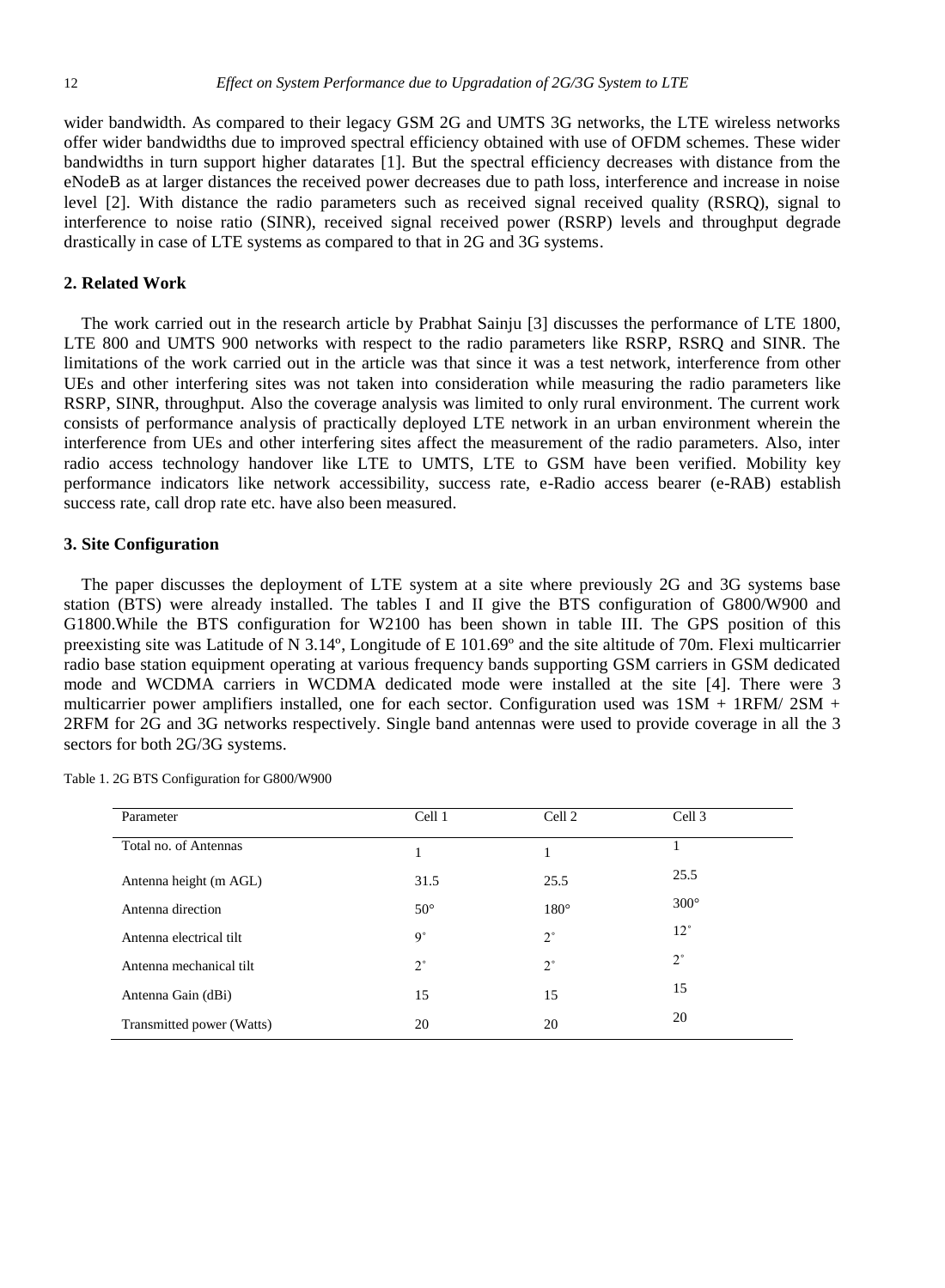wider bandwidth. As compared to their legacy GSM 2G and UMTS 3G networks, the LTE wireless networks offer wider bandwidths due to improved spectral efficiency obtained with use of OFDM schemes. These wider bandwidths in turn support higher datarates [1]. But the spectral efficiency decreases with distance from the eNodeB as at larger distances the received power decreases due to path loss, interference and increase in noise level [2]. With distance the radio parameters such as received signal received quality (RSRQ), signal to interference to noise ratio (SINR), received signal received power (RSRP) levels and throughput degrade drastically in case of LTE systems as compared to that in 2G and 3G systems.

## 2. Related Work

The work carried out in the research article by Prabhat Sainju [3] discusses the performance of LTE 1800, LTE 800 and UMTS 900 networks with respect to the radio parameters like RSRP, RSRQ and SINR. The limitations of the work carried out in the article was that since it was a test network, interference from other UEs and other interfering sites was not taken into consideration while measuring the radio parameters like RSRP, SINR, throughput. Also the coverage analysis was limited to only rural environment. The current work consists of performance analysis of practically deployed LTE network in an urban environment wherein the interference from UEs and other interfering sites affect the measurement of the radio parameters. Also, inter radio access technology handover like LTE to UMTS, LTE to GSM have been verified. Mobility key performance indicators like network accessibility, success rate, e-Radio access bearer (e-RAB) establish success rate, call drop rate etc. have also been measured.

## 3. Site Configuration

The paper discusses the deployment of LTE system at a site where previously 2G and 3G systems base station (BTS) were already installed. The tables I and II give the BTS configuration of G800/W900 and G1800.While the BTS configuration for W2100 has been shown in table III. The GPS position of this preexisting site was Latitude of N 3.14º, Longitude of E 101.69º and the site altitude of 70m. Flexi multicarrier radio base station equipment operating at various frequency bands supporting GSM carriers in GSM dedicated mode and WCDMA carriers in WCDMA dedicated mode were installed at the site [4]. There were 3 multicarrier power amplifiers installed, one for each sector. Configuration used was 1SM + 1RFM/ 2SM + 2RFM for 2G and 3G networks respectively. Single band antennas were used to provide coverage in all the 3 sectors for both 2G/3G systems.

Table 1. 2G BTS Configuration for G800/W900

| Parameter | Cell 1 | Cell 2 | Cell 3 |
|---|---|---|---|
| Total no. of Antennas | 1 | 1 | 1 |
| Antenna height (m AGL) | 31.5 | 25.5 | 25.5 |
| Antenna direction | 50° | 180° | 300° |
| Antenna electrical tilt | 9° | 2° | 12° |
| Antenna mechanical tilt | 2° | 2° | 2° |
| Antenna Gain (dBi) | 15 | 15 | 15 |
| Transmitted power (Watts) | 20 | 20 | 20 |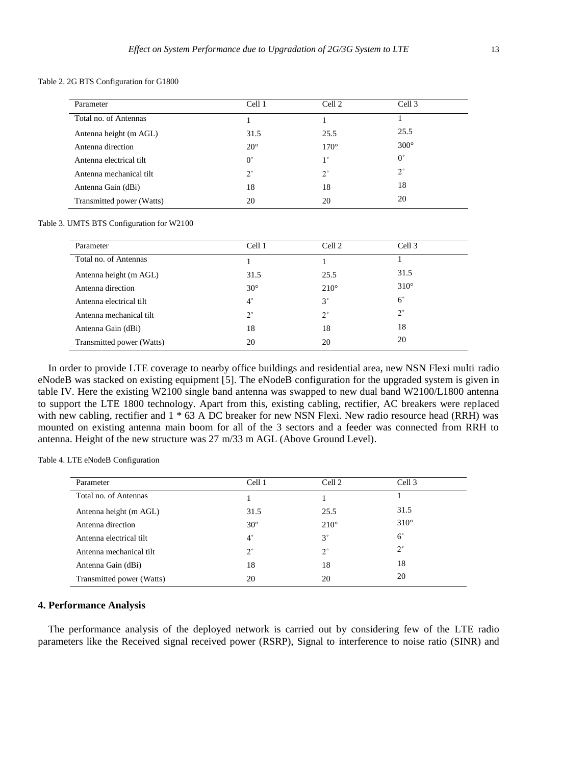Table 2. 2G BTS Configuration for G1800

| Parameter | Cell 1 | Cell 2 | Cell 3 |
|---|---|---|---|
| Total no. of Antennas | 1 | 1 | 1 |
| Antenna height (m AGL) | 31.5 | 25.5 | 25.5 |
| Antenna direction | 20° | 170° | 300° |
| Antenna electrical tilt | 0° | 1° | 0° |
| Antenna mechanical tilt | 2° | 2° | 2° |
| Antenna Gain (dBi) | 18 | 18 | 18 |
| Transmitted power (Watts) | 20 | 20 | 20 |

Table 3. UMTS BTS Configuration for W2100

| Parameter | Cell 1 | Cell 2 | Cell 3 |
|---|---|---|---|
| Total no. of Antennas | 1 | 1 | 1 |
| Antenna height (m AGL) | 31.5 | 25.5 | 31.5 |
| Antenna direction | 30° | 210° | 310° |
| Antenna electrical tilt | 4° | 3° | 6° |
| Antenna mechanical tilt | 2° | 2° | 2° |
| Antenna Gain (dBi) | 18 | 18 | 18 |
| Transmitted power (Watts) | 20 | 20 | 20 |

In order to provide LTE coverage to nearby office buildings and residential area, new NSN Flexi multi radio eNodeB was stacked on existing equipment [5]. The eNodeB configuration for the upgraded system is given in table IV. Here the existing W2100 single band antenna was swapped to new dual band W2100/L1800 antenna to support the LTE 1800 technology. Apart from this, existing cabling, rectifier, AC breakers were replaced with new cabling, rectifier and 1 * 63 A DC breaker for new NSN Flexi. New radio resource head (RRH) was mounted on existing antenna main boom for all of the 3 sectors and a feeder was connected from RRH to antenna. Height of the new structure was 27 m/33 m AGL (Above Ground Level).

Table 4. LTE eNodeB Configuration

| Parameter | Cell 1 | Cell 2 | Cell 3 |
|---|---|---|---|
| Total no. of Antennas | 1 | 1 | 1 |
| Antenna height (m AGL) | 31.5 | 25.5 | 31.5 |
| Antenna direction | 30° | 210° | 310° |
| Antenna electrical tilt | 4° | 3° | 6° |
| Antenna mechanical tilt | 2° | 2° | 2° |
| Antenna Gain (dBi) | 18 | 18 | 18 |
| Transmitted power (Watts) | 20 | 20 | 20 |

## 4. Performance Analysis

The performance analysis of the deployed network is carried out by considering few of the LTE radio parameters like the Received signal received power (RSRP), Signal to interference to noise ratio (SINR) and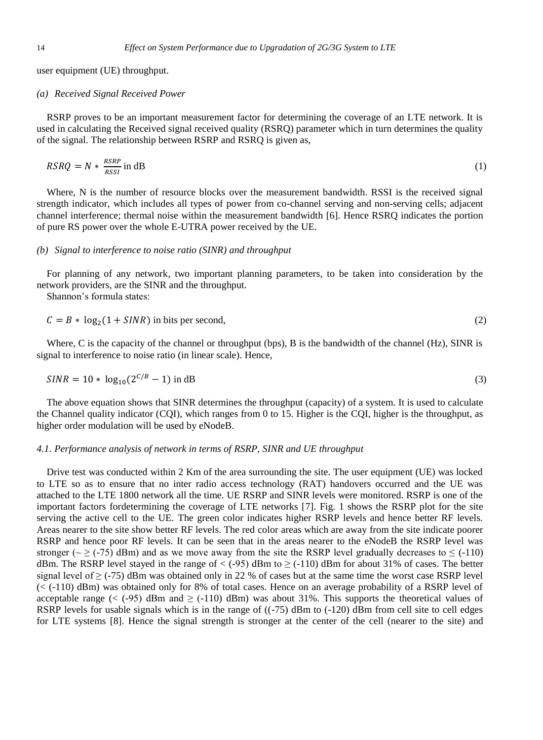user equipment (UE) throughput.

### *(a) Received Signal Received Power*

RSRP proves to be an important measurement factor for determining the coverage of an LTE network. It is used in calculating the Received signal received quality (RSRQ) parameter which in turn determines the quality of the signal. The relationship between RSRP and RSRQ is given as,

$$RSRQ = N * \frac{RSRP}{RSSI} \text{ in dB} \quad (1)$$

Where, N is the number of resource blocks over the measurement bandwidth. RSSI is the received signal strength indicator, which includes all types of power from co-channel serving and non-serving cells; adjacent channel interference; thermal noise within the measurement bandwidth [6]. Hence RSRQ indicates the portion of pure RS power over the whole E-UTRA power received by the UE.

### *(b) Signal to interference to noise ratio (SINR) and throughput*

For planning of any network, two important planning parameters, to be taken into consideration by the network providers, are the SINR and the throughput.

Shannon's formula states:

$$C = B * \log_2(1 + SINR) \text{ in bits per second,} \quad (2)$$

Where, C is the capacity of the channel or throughput (bps), B is the bandwidth of the channel (Hz), SINR is signal to interference to noise ratio (in linear scale). Hence,

$$SINR = 10 * \log_{10}(2^{C/B} - 1) \text{ in dB} \quad (3)$$

The above equation shows that SINR determines the throughput (capacity) of a system. It is used to calculate the Channel quality indicator (CQI), which ranges from 0 to 15. Higher is the CQI, higher is the throughput, as higher order modulation will be used by eNodeB.

### *4.1. Performance analysis of network in terms of RSRP, SINR and UE throughput*

Drive test was conducted within 2 Km of the area surrounding the site. The user equipment (UE) was locked to LTE so as to ensure that no inter radio access technology (RAT) handovers occurred and the UE was attached to the LTE 1800 network all the time. UE RSRP and SINR levels were monitored. RSRP is one of the important factors fordetermining the coverage of LTE networks [7]. Fig. 1 shows the RSRP plot for the site serving the active cell to the UE. The green color indicates higher RSRP levels and hence better RF levels. Areas nearer to the site show better RF levels. The red color areas which are away from the site indicate poorer RSRP and hence poor RF levels. It can be seen that in the areas nearer to the eNodeB the RSRP level was stronger (~ ≥ (-75) dBm) and as we move away from the site the RSRP level gradually decreases to ≤ (-110) dBm. The RSRP level stayed in the range of < (-95) dBm to ≥ (-110) dBm for about 31% of cases. The better signal level of ≥ (-75) dBm was obtained only in 22 % of cases but at the same time the worst case RSRP level (< (-110) dBm) was obtained only for 8% of total cases. Hence on an average probability of a RSRP level of acceptable range (< (-95) dBm and ≥ (-110) dBm) was about 31%. This supports the theoretical values of RSRP levels for usable signals which is in the range of ((-75) dBm to (-120) dBm from cell site to cell edges for LTE systems [8]. Hence the signal strength is stronger at the center of the cell (nearer to the site) and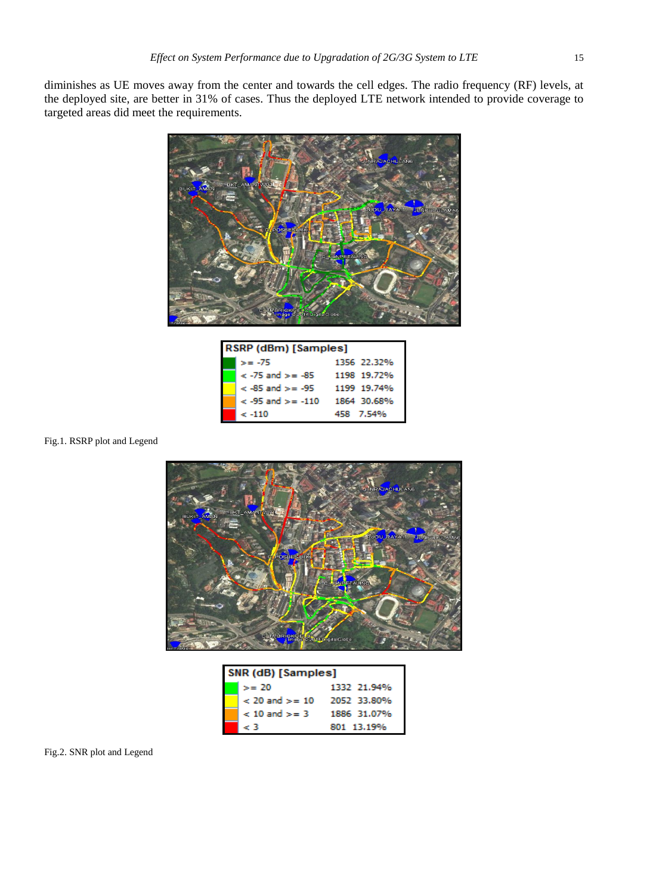diminishes as UE moves away from the center and towards the cell edges. The radio frequency (RF) levels, at the deployed site, are better in 31% of cases. Thus the deployed LTE network intended to provide coverage to targeted areas did meet the requirements.

| RSRP (dBm) [Samples] | | |
|---|---|---|
| >= -75 | 1356 | 22.32% |
| < -75 and >= -85 | 1198 | 19.72% |
| < -85 and >= -95 | 1199 | 19.74% |
| < -95 and >= -110 | 1864 | 30.68% |
| < -110 | 458 | 7.54% |

Fig.1. RSRP plot and Legend

| SNR (dB) [Samples] | | |
|---|---|---|
| >= 20 | 1332 | 21.94% |
| < 20 and >= 10 | 2052 | 33.80% |
| < 10 and >= 3 | 1886 | 31.07% |
| < 3 | 801 | 13.19% |

Fig.2. SNR plot and Legend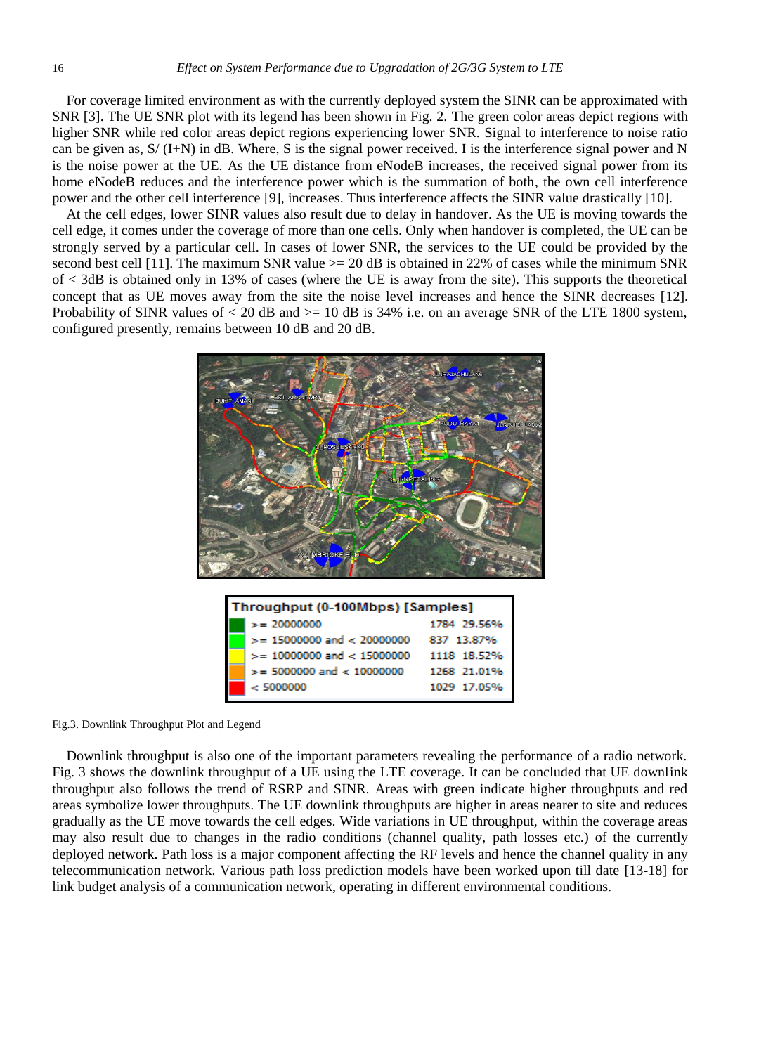For coverage limited environment as with the currently deployed system the SINR can be approximated with SNR [3]. The UE SNR plot with its legend has been shown in Fig. 2. The green color areas depict regions with higher SNR while red color areas depict regions experiencing lower SNR. Signal to interference to noise ratio can be given as, S/ (I+N) in dB. Where, S is the signal power received. I is the interference signal power and N is the noise power at the UE. As the UE distance from eNodeB increases, the received signal power from its home eNodeB reduces and the interference power which is the summation of both, the own cell interference power and the other cell interference [9], increases. Thus interference affects the SINR value drastically [10].

At the cell edges, lower SINR values also result due to delay in handover. As the UE is moving towards the cell edge, it comes under the coverage of more than one cells. Only when handover is completed, the UE can be strongly served by a particular cell. In cases of lower SNR, the services to the UE could be provided by the second best cell [11]. The maximum SNR value >= 20 dB is obtained in 22% of cases while the minimum SNR of < 3dB is obtained only in 13% of cases (where the UE is away from the site). This supports the theoretical concept that as UE moves away from the site the noise level increases and hence the SINR decreases [12]. Probability of SINR values of < 20 dB and >= 10 dB is 34% i.e. on an average SNR of the LTE 1800 system, configured presently, remains between 10 dB and 20 dB.

| Throughput (0-100Mbps) [Samples] | | |
|---|---|---|
| >= 20000000 | 1784 | 29.56% |
| >= 15000000 and < 20000000 | 837 | 13.87% |
| >= 10000000 and < 15000000 | 1118 | 18.52% |
| >= 5000000 and < 10000000 | 1268 | 21.01% |
| < 5000000 | 1029 | 17.05% |

Fig.3. Downlink Throughput Plot and Legend

Downlink throughput is also one of the important parameters revealing the performance of a radio network. Fig. 3 shows the downlink throughput of a UE using the LTE coverage. It can be concluded that UE downlink throughput also follows the trend of RSRP and SINR. Areas with green indicate higher throughputs and red areas symbolize lower throughputs. The UE downlink throughputs are higher in areas nearer to site and reduces gradually as the UE move towards the cell edges. Wide variations in UE throughput, within the coverage areas may also result due to changes in the radio conditions (channel quality, path losses etc.) of the currently deployed network. Path loss is a major component affecting the RF levels and hence the channel quality in any telecommunication network. Various path loss prediction models have been worked upon till date [13-18] for link budget analysis of a communication network, operating in different environmental conditions.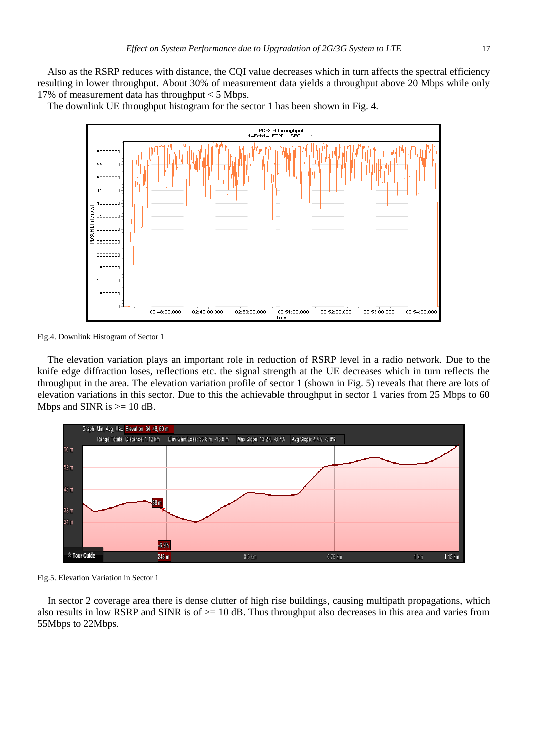Also as the RSRP reduces with distance, the CQI value decreases which in turn affects the spectral efficiency resulting in lower throughput. About 30% of measurement data yields a throughput above 20 Mbps while only 17% of measurement data has throughput < 5 Mbps.

The downlink UE throughput histogram for the sector 1 has been shown in Fig. 4.

Fig.4. Downlink Histogram of Sector 1

The elevation variation plays an important role in reduction of RSRP level in a radio network. Due to the knife edge diffraction loses, reflections etc. the signal strength at the UE decreases which in turn reflects the throughput in the area. The elevation variation profile of sector 1 (shown in Fig. 5) reveals that there are lots of elevation variations in this sector. Due to this the achievable throughput in sector 1 varies from 25 Mbps to 60 Mbps and SINR is >= 10 dB.

Fig.5. Elevation Variation in Sector 1

In sector 2 coverage area there is dense clutter of high rise buildings, causing multipath propagations, which also results in low RSRP and SINR is of >= 10 dB. Thus throughput also decreases in this area and varies from 55Mbps to 22Mbps.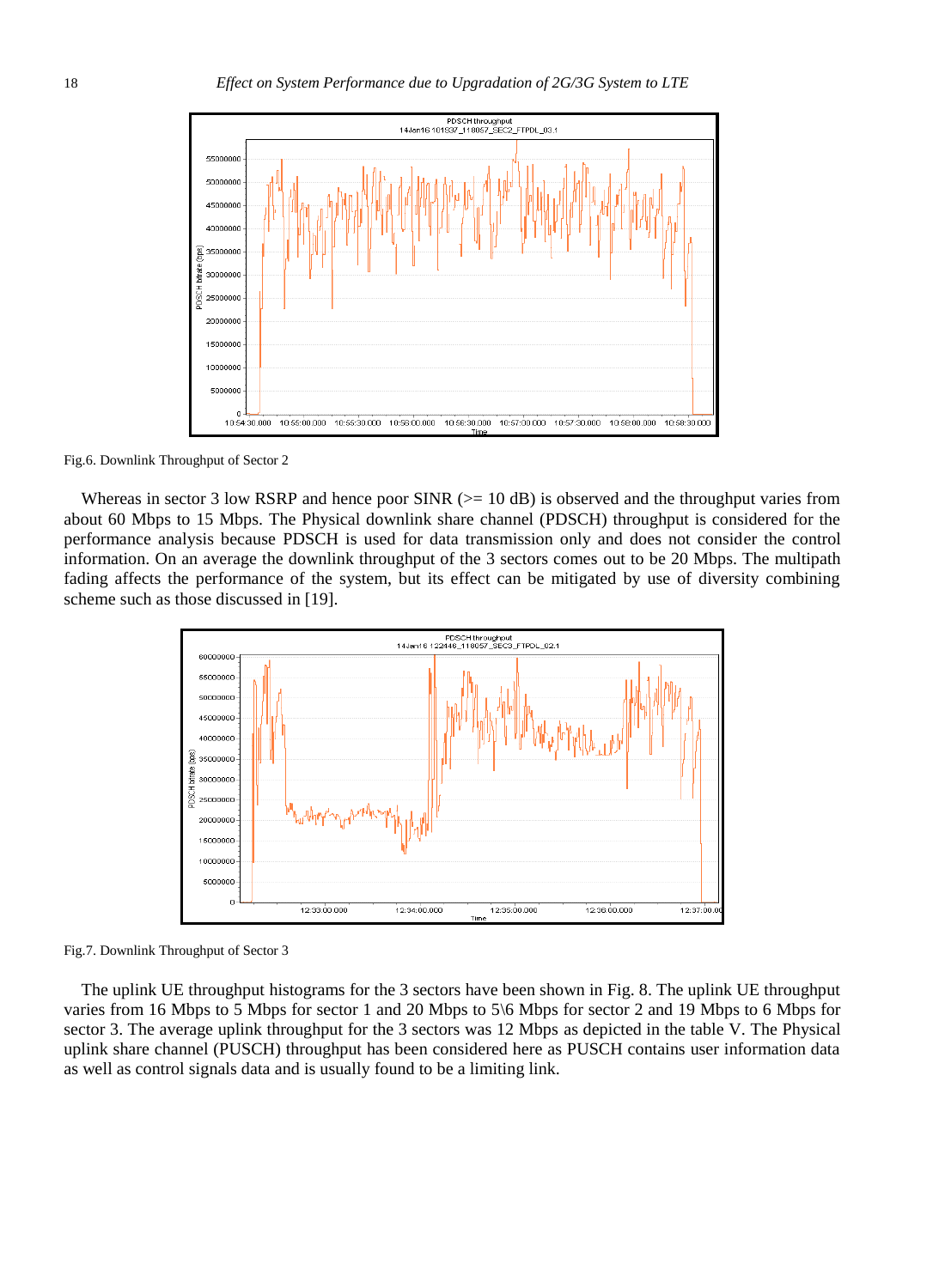Fig.6. Downlink Throughput of Sector 2

Whereas in sector 3 low RSRP and hence poor SINR (>= 10 dB) is observed and the throughput varies from about 60 Mbps to 15 Mbps. The Physical downlink share channel (PDSCH) throughput is considered for the performance analysis because PDSCH is used for data transmission only and does not consider the control information. On an average the downlink throughput of the 3 sectors comes out to be 20 Mbps. The multipath fading affects the performance of the system, but its effect can be mitigated by use of diversity combining scheme such as those discussed in [19].

Fig.7. Downlink Throughput of Sector 3

The uplink UE throughput histograms for the 3 sectors have been shown in Fig. 8. The uplink UE throughput varies from 16 Mbps to 5 Mbps for sector 1 and 20 Mbps to 5\6 Mbps for sector 2 and 19 Mbps to 6 Mbps for sector 3. The average uplink throughput for the 3 sectors was 12 Mbps as depicted in the table V. The Physical uplink share channel (PUSCH) throughput has been considered here as PUSCH contains user information data as well as control signals data and is usually found to be a limiting link.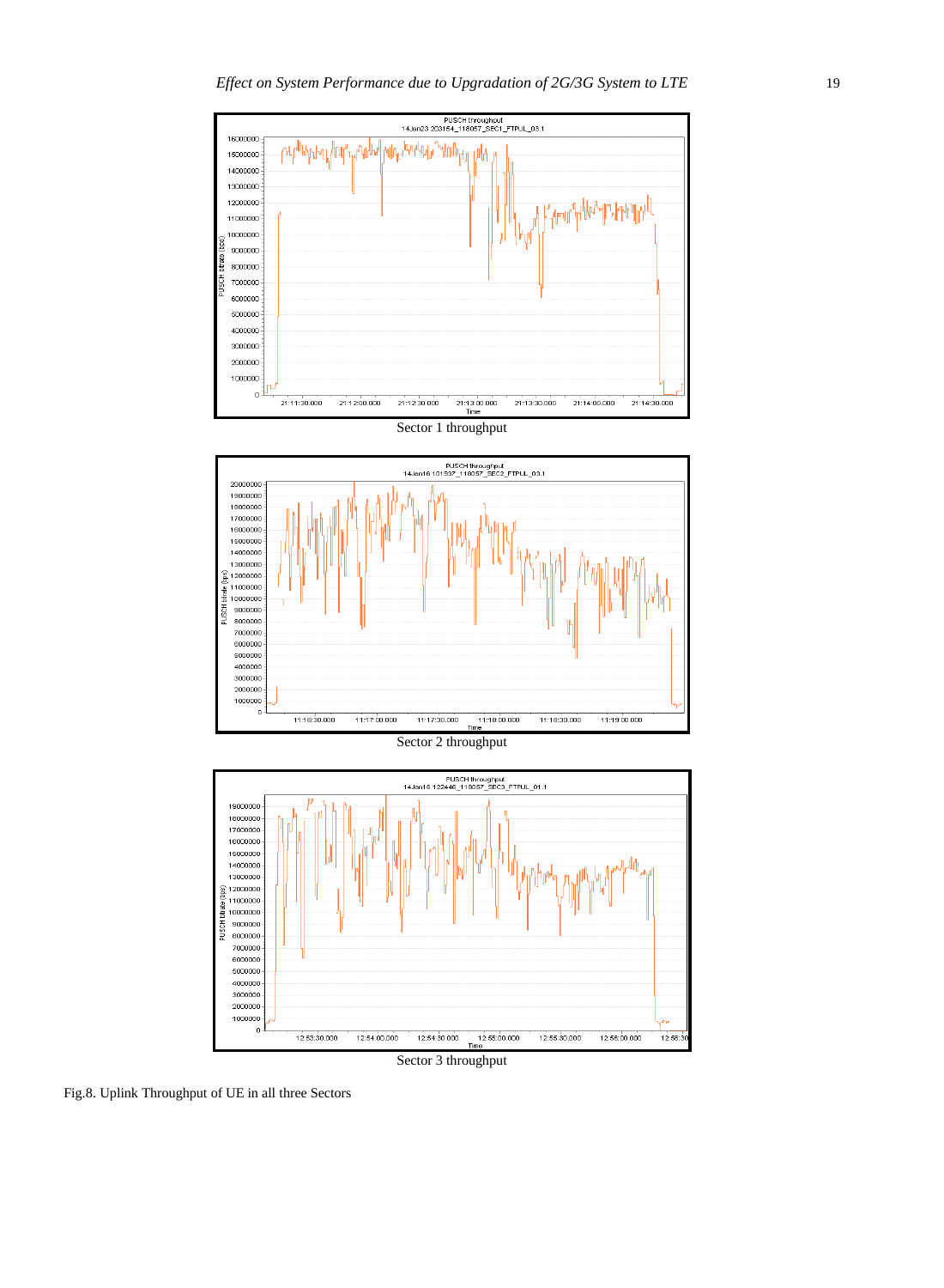Sector 1 throughput

Sector 2 throughput

Sector 3 throughput

Fig.8. Uplink Throughput of UE in all three Sectors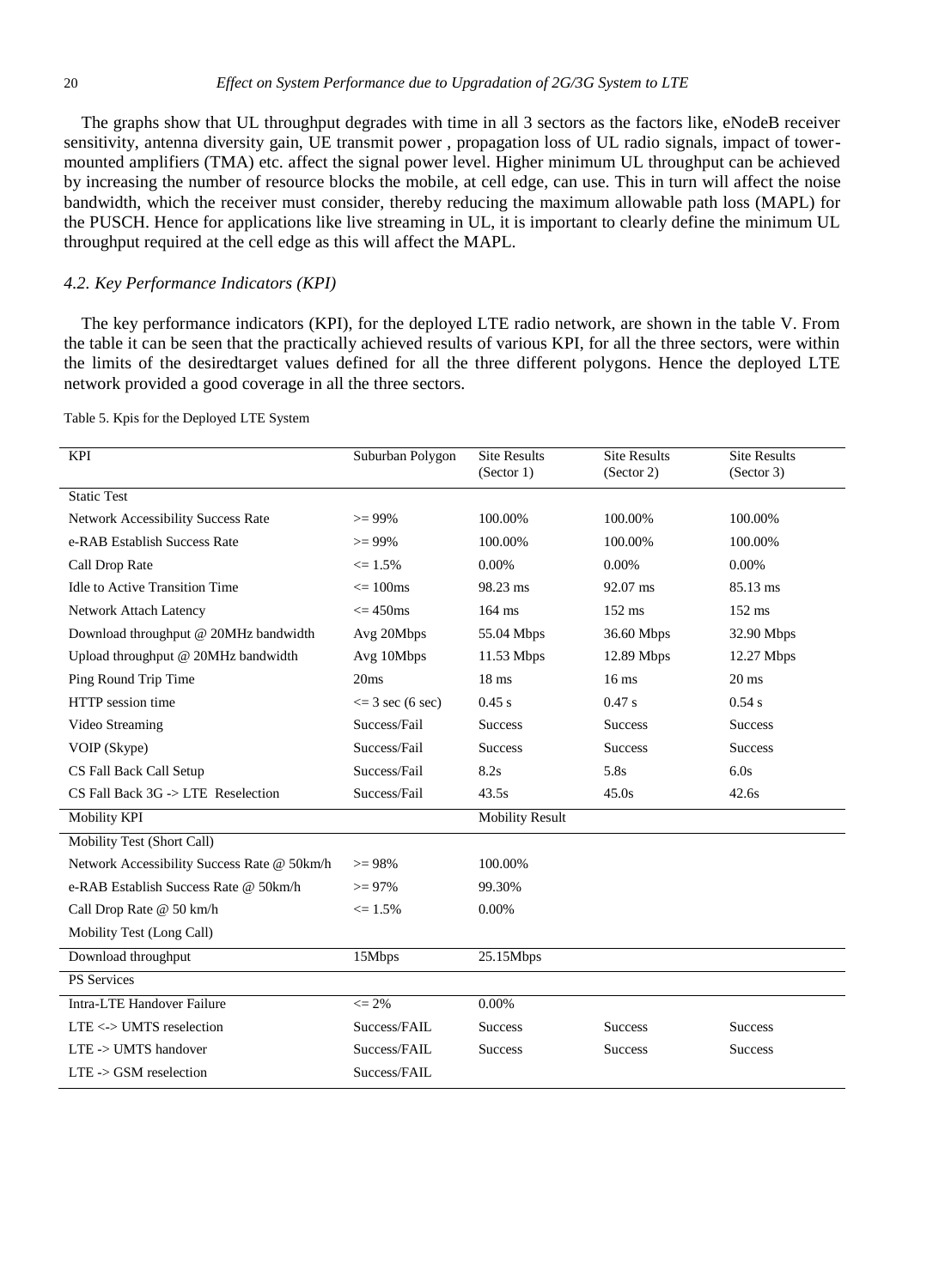The graphs show that UL throughput degrades with time in all 3 sectors as the factors like, eNodeB receiver sensitivity, antenna diversity gain, UE transmit power , propagation loss of UL radio signals, impact of tower-mounted amplifiers (TMA) etc. affect the signal power level. Higher minimum UL throughput can be achieved by increasing the number of resource blocks the mobile, at cell edge, can use. This in turn will affect the noise bandwidth, which the receiver must consider, thereby reducing the maximum allowable path loss (MAPL) for the PUSCH. Hence for applications like live streaming in UL, it is important to clearly define the minimum UL throughput required at the cell edge as this will affect the MAPL.

### *4.2. Key Performance Indicators (KPI)*

The key performance indicators (KPI), for the deployed LTE radio network, are shown in the table V. From the table it can be seen that the practically achieved results of various KPI, for all the three sectors, were within the limits of the desiredtarget values defined for all the three different polygons. Hence the deployed LTE network provided a good coverage in all the three sectors.

Table 5. Kpis for the Deployed LTE System

| KPI | Suburban Polygon | Site Results (Sector 1) | Site Results (Sector 2) | Site Results (Sector 3) |
|---|---|---|---|---|
| Static Test | | | | |
| Network Accessibility Success Rate | >= 99% | 100.00% | 100.00% | 100.00% |
| e-RAB Establish Success Rate | >= 99% | 100.00% | 100.00% | 100.00% |
| Call Drop Rate | <= 1.5% | 0.00% | 0.00% | 0.00% |
| Idle to Active Transition Time | <= 100ms | 98.23 ms | 92.07 ms | 85.13 ms |
| Network Attach Latency | <= 450ms | 164 ms | 152 ms | 152 ms |
| Download throughput @ 20MHz bandwidth | Avg 20Mbps | 55.04 Mbps | 36.60 Mbps | 32.90 Mbps |
| Upload throughput @ 20MHz bandwidth | Avg 10Mbps | 11.53 Mbps | 12.89 Mbps | 12.27 Mbps |
| Ping Round Trip Time | 20ms | 18 ms | 16 ms | 20 ms |
| HTTP session time | <= 3 sec (6 sec) | 0.45 s | 0.47 s | 0.54 s |
| Video Streaming | Success/Fail | Success | Success | Success |
| VOIP (Skype) | Success/Fail | Success | Success | Success |
| CS Fall Back Call Setup | Success/Fail | 8.2s | 5.8s | 6.0s |
| CS Fall Back 3G -> LTE Reselection | Success/Fail | 43.5s | 45.0s | 42.6s |
| Mobility KPI | | Mobility Result | | |
| Mobility Test (Short Call) | | | | |
| Network Accessibility Success Rate @ 50km/h | >= 98% | 100.00% | | |
| e-RAB Establish Success Rate @ 50km/h | >= 97% | 99.30% | | |
| Call Drop Rate @ 50 km/h | <= 1.5% | 0.00% | | |
| Mobility Test (Long Call) | | | | |
| Download throughput | 15Mbps | 25.15Mbps | | |
| PS Services | | | | |
| Intra-LTE Handover Failure | <= 2% | 0.00% | | |
| LTE <-> UMTS reselection | Success/FAIL | Success | Success | Success |
| LTE -> UMTS handover | Success/FAIL | Success | Success | Success |
| LTE -> GSM reselection | Success/FAIL | | | |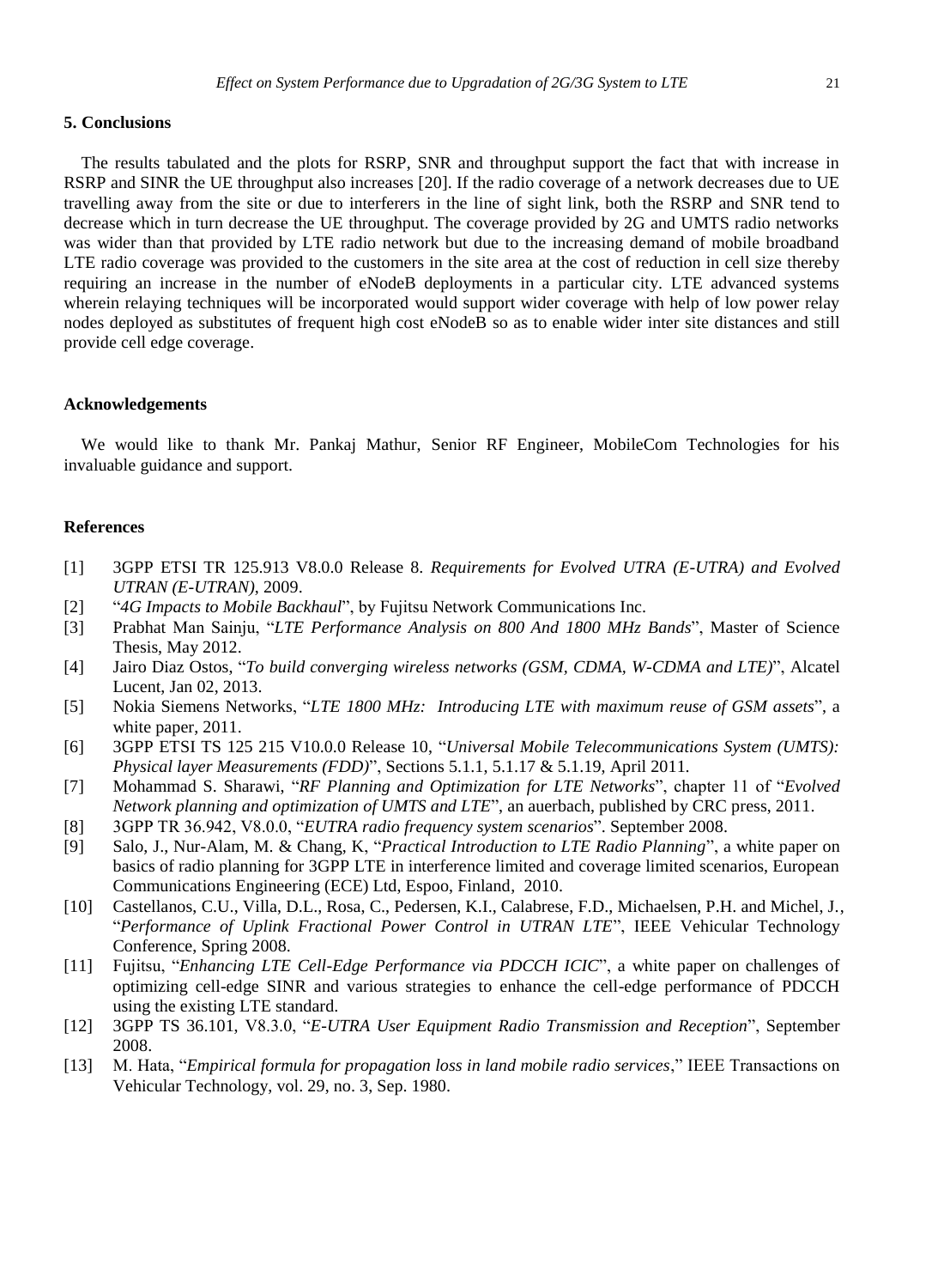## 5. Conclusions

The results tabulated and the plots for RSRP, SNR and throughput support the fact that with increase in RSRP and SINR the UE throughput also increases [20]. If the radio coverage of a network decreases due to UE travelling away from the site or due to interferers in the line of sight link, both the RSRP and SNR tend to decrease which in turn decrease the UE throughput. The coverage provided by 2G and UMTS radio networks was wider than that provided by LTE radio network but due to the increasing demand of mobile broadband LTE radio coverage was provided to the customers in the site area at the cost of reduction in cell size thereby requiring an increase in the number of eNodeB deployments in a particular city. LTE advanced systems wherein relaying techniques will be incorporated would support wider coverage with help of low power relay nodes deployed as substitutes of frequent high cost eNodeB so as to enable wider inter site distances and still provide cell edge coverage.

## Acknowledgements

We would like to thank Mr. Pankaj Mathur, Senior RF Engineer, MobileCom Technologies for his invaluable guidance and support.

## References

[1] 3GPP ETSI TR 125.913 V8.0.0 Release 8. *Requirements for Evolved UTRA (E-UTRA) and Evolved UTRAN (E-UTRAN)*, 2009.

[2] "*4G Impacts to Mobile Backhaul*", by Fujitsu Network Communications Inc.

[3] Prabhat Man Sainju, "*LTE Performance Analysis on 800 And 1800 MHz Bands*", Master of Science Thesis, May 2012.

[4] Jairo Diaz Ostos, "*To build converging wireless networks (GSM, CDMA, W-CDMA and LTE)*", Alcatel Lucent, Jan 02, 2013.

[5] Nokia Siemens Networks, "*LTE 1800 MHz: Introducing LTE with maximum reuse of GSM assets*", a white paper, 2011.

[6] 3GPP ETSI TS 125 215 V10.0.0 Release 10, "*Universal Mobile Telecommunications System (UMTS): Physical layer Measurements (FDD)*", Sections 5.1.1, 5.1.17 & 5.1.19, April 2011.

[7] Mohammad S. Sharawi, "*RF Planning and Optimization for LTE Networks*", chapter 11 of "*Evolved Network planning and optimization of UMTS and LTE*", an auerbach, published by CRC press, 2011.

[8] 3GPP TR 36.942, V8.0.0, "*EUTRA radio frequency system scenarios*". September 2008.

[9] Salo, J., Nur-Alam, M. & Chang, K, "*Practical Introduction to LTE Radio Planning*", a white paper on basics of radio planning for 3GPP LTE in interference limited and coverage limited scenarios, European Communications Engineering (ECE) Ltd, Espoo, Finland, 2010.

[10] Castellanos, C.U., Villa, D.L., Rosa, C., Pedersen, K.I., Calabrese, F.D., Michaelsen, P.H. and Michel, J., "*Performance of Uplink Fractional Power Control in UTRAN LTE*", IEEE Vehicular Technology Conference, Spring 2008.

[11] Fujitsu, "*Enhancing LTE Cell-Edge Performance via PDCCH ICIC*", a white paper on challenges of optimizing cell-edge SINR and various strategies to enhance the cell-edge performance of PDCCH using the existing LTE standard.

[12] 3GPP TS 36.101, V8.3.0, "*E-UTRA User Equipment Radio Transmission and Reception*", September 2008.

[13] M. Hata, "*Empirical formula for propagation loss in land mobile radio services*," IEEE Transactions on Vehicular Technology, vol. 29, no. 3, Sep. 1980.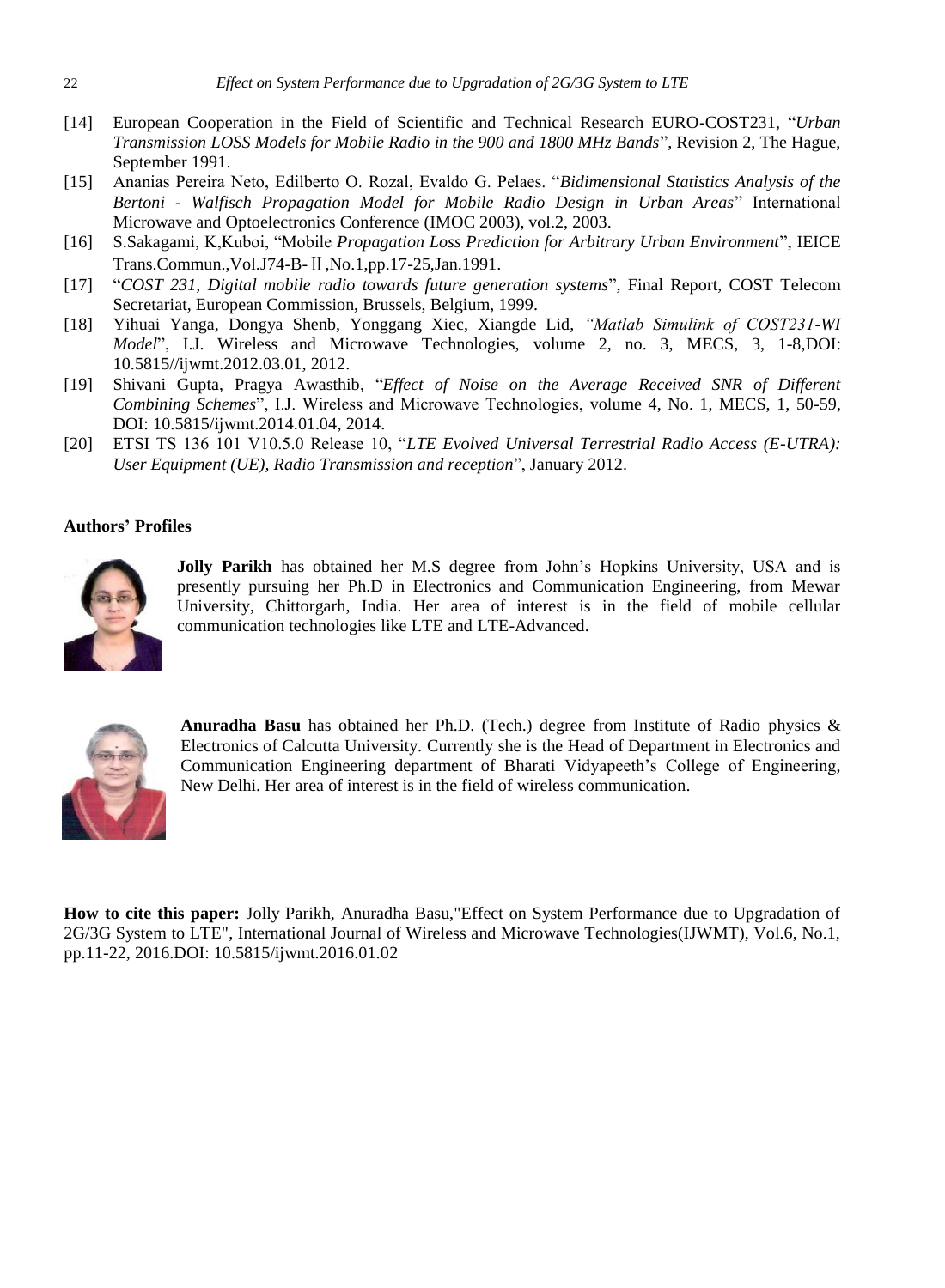[14] European Cooperation in the Field of Scientific and Technical Research EURO-COST231, "*Urban Transmission LOSS Models for Mobile Radio in the 900 and 1800 MHz Bands*", Revision 2, The Hague, September 1991.

[15] Ananias Pereira Neto, Edilberto O. Rozal, Evaldo G. Pelaes. "*Bidimensional Statistics Analysis of the Bertoni - Walfisch Propagation Model for Mobile Radio Design in Urban Areas*" International Microwave and Optoelectronics Conference (IMOC 2003), vol.2, 2003.

[16] S.Sakagami, K,Kuboi, "Mobile *Propagation Loss Prediction for Arbitrary Urban Environment*", IEICE Trans.Commun.,Vol.J74-B-Ⅱ,No.1,pp.17-25,Jan.1991.

[17] "*COST 231, Digital mobile radio towards future generation systems*", Final Report, COST Telecom Secretariat, European Commission, Brussels, Belgium, 1999.

[18] Yihuai Yanga, Dongya Shenb, Yonggang Xiec, Xiangde Lid, *"Matlab Simulink of COST231-WI Model*", I.J. Wireless and Microwave Technologies, volume 2, no. 3, MECS, 3, 1-8,DOI: 10.5815//ijwmt.2012.03.01, 2012.

[19] Shivani Gupta, Pragya Awasthib, "*Effect of Noise on the Average Received SNR of Different Combining Schemes*", I.J. Wireless and Microwave Technologies, volume 4, No. 1, MECS, 1, 50-59, DOI: 10.5815/ijwmt.2014.01.04, 2014.

[20] ETSI TS 136 101 V10.5.0 Release 10, "*LTE Evolved Universal Terrestrial Radio Access (E-UTRA): User Equipment (UE), Radio Transmission and reception*", January 2012.

**Authors' Profiles**

**Jolly Parikh** has obtained her M.S degree from John's Hopkins University, USA and is presently pursuing her Ph.D in Electronics and Communication Engineering, from Mewar University, Chittorgarh, India. Her area of interest is in the field of mobile cellular communication technologies like LTE and LTE-Advanced.

**Anuradha Basu** has obtained her Ph.D. (Tech.) degree from Institute of Radio physics & Electronics of Calcutta University. Currently she is the Head of Department in Electronics and Communication Engineering department of Bharati Vidyapeeth's College of Engineering, New Delhi. Her area of interest is in the field of wireless communication.

**How to cite this paper:** Jolly Parikh, Anuradha Basu,"Effect on System Performance due to Upgradation of 2G/3G System to LTE", International Journal of Wireless and Microwave Technologies(IJWMT), Vol.6, No.1, pp.11-22, 2016.DOI: 10.5815/ijwmt.2016.01.02